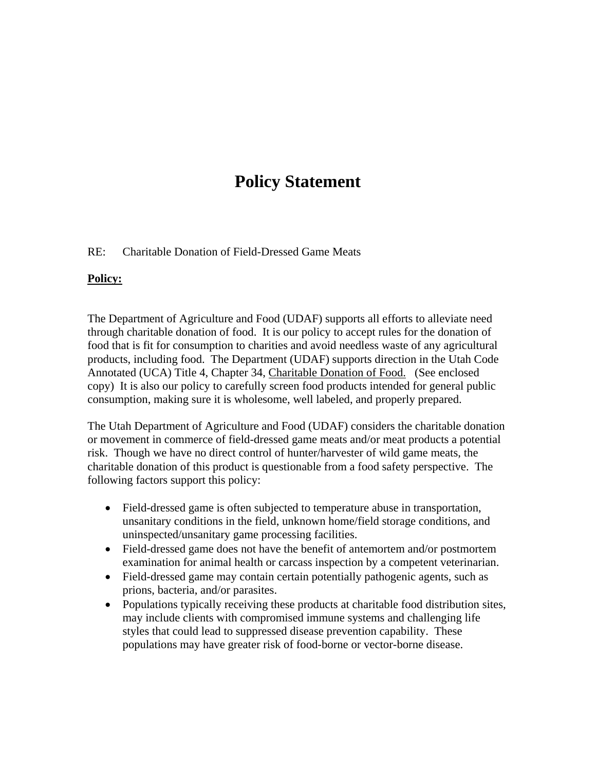# Policy Statement

RE: Charitable Donation of Field-Dressed Game Meats

**Policy:**

The Department of Agriculture and Food (UDAF) supports all efforts to alleviate need through charitable donation of food. It is our policy to accept rules for the donation of food that is fit for consumption to charities and avoid needless waste of any agricultural products, including food. The Department (UDAF) supports direction in the Utah Code Annotated (UCA) Title 4, Chapter 34, Charitable Donation of Food. (See enclosed copy) It is also our policy to carefully screen food products intended for general public consumption, making sure it is wholesome, well labeled, and properly prepared.

The Utah Department of Agriculture and Food (UDAF) considers the charitable donation or movement in commerce of field-dressed game meats and/or meat products a potential risk. Though we have no direct control of hunter/harvester of wild game meats, the charitable donation of this product is questionable from a food safety perspective. The following factors support this policy:

- Field-dressed game is often subjected to temperature abuse in transportation, unsanitary conditions in the field, unknown home/field storage conditions, and uninspected/unsanitary game processing facilities.
- Field-dressed game does not have the benefit of antemortem and/or postmortem examination for animal health or carcass inspection by a competent veterinarian.
- Field-dressed game may contain certain potentially pathogenic agents, such as prions, bacteria, and/or parasites.
- Populations typically receiving these products at charitable food distribution sites, may include clients with compromised immune systems and challenging life styles that could lead to suppressed disease prevention capability. These populations may have greater risk of food-borne or vector-borne disease.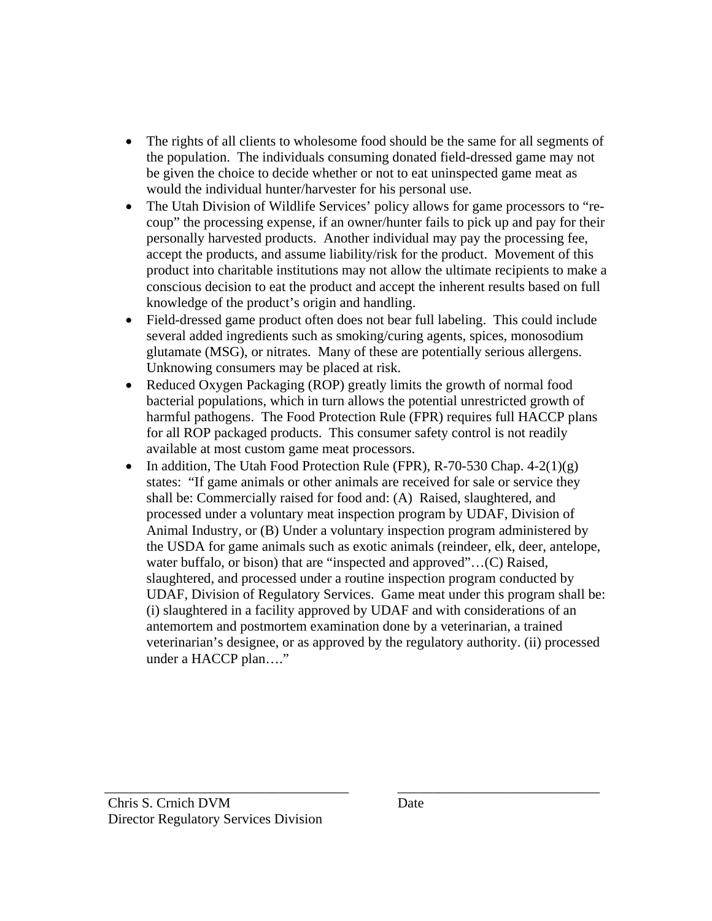- The rights of all clients to wholesome food should be the same for all segments of the population. The individuals consuming donated field-dressed game may not be given the choice to decide whether or not to eat uninspected game meat as would the individual hunter/harvester for his personal use.
- The Utah Division of Wildlife Services' policy allows for game processors to "re-coup" the processing expense, if an owner/hunter fails to pick up and pay for their personally harvested products. Another individual may pay the processing fee, accept the products, and assume liability/risk for the product. Movement of this product into charitable institutions may not allow the ultimate recipients to make a conscious decision to eat the product and accept the inherent results based on full knowledge of the product's origin and handling.
- Field-dressed game product often does not bear full labeling. This could include several added ingredients such as smoking/curing agents, spices, monosodium glutamate (MSG), or nitrates. Many of these are potentially serious allergens. Unknowing consumers may be placed at risk.
- Reduced Oxygen Packaging (ROP) greatly limits the growth of normal food bacterial populations, which in turn allows the potential unrestricted growth of harmful pathogens. The Food Protection Rule (FPR) requires full HACCP plans for all ROP packaged products. This consumer safety control is not readily available at most custom game meat processors.
- In addition, The Utah Food Protection Rule (FPR), R-70-530 Chap. 4-2(1)(g) states: "If game animals or other animals are received for sale or service they shall be: Commercially raised for food and: (A) Raised, slaughtered, and processed under a voluntary meat inspection program by UDAF, Division of Animal Industry, or (B) Under a voluntary inspection program administered by the USDA for game animals such as exotic animals (reindeer, elk, deer, antelope, water buffalo, or bison) that are "inspected and approved"…(C) Raised, slaughtered, and processed under a routine inspection program conducted by UDAF, Division of Regulatory Services. Game meat under this program shall be: (i) slaughtered in a facility approved by UDAF and with considerations of an antemortem and postmortem examination done by a veterinarian, a trained veterinarian's designee, or as approved by the regulatory authority. (ii) processed under a HACCP plan…."

\_\_\_\_\_\_\_\_\_\_\_\_\_\_\_\_\_\_\_\_\_\_\_\_\_\_\_\_\_\_\_\_\_\_\_\_ \_\_\_\_\_\_\_\_\_\_\_\_\_\_\_\_\_\_\_\_\_\_\_\_\_\_\_\_\_\_

Chris S. Crnich DVM    Date

Director Regulatory Services Division